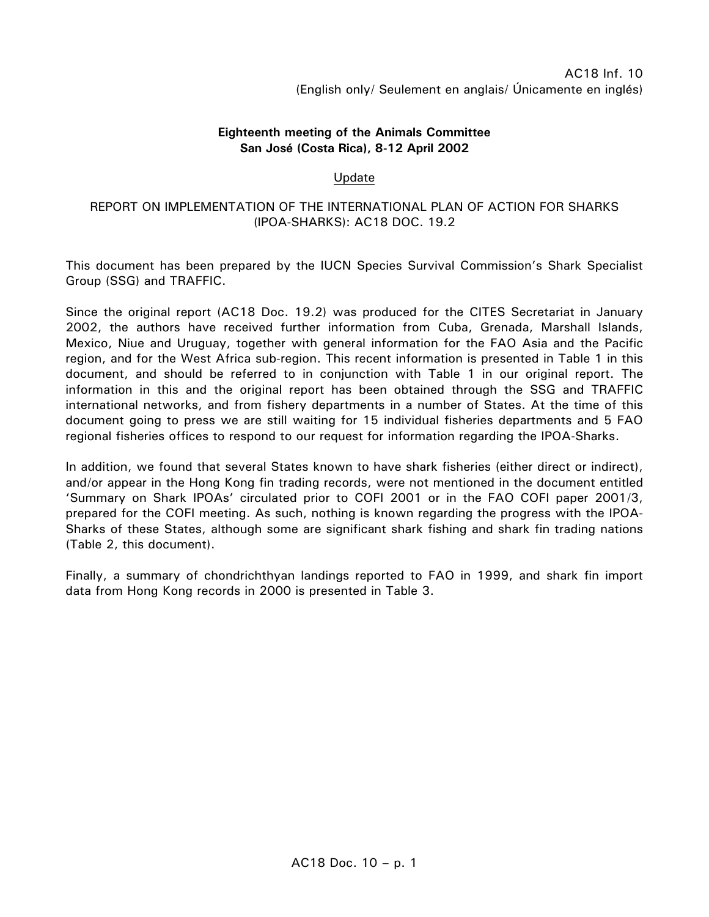AC18 Inf. 10
(English only/ Seulement en anglais/ Únicamente en inglés)

**Eighteenth meeting of the Animals Committee**
**San José (Costa Rica), 8-12 April 2002**

Update

REPORT ON IMPLEMENTATION OF THE INTERNATIONAL PLAN OF ACTION FOR SHARKS (IPOA-SHARKS): AC18 DOC. 19.2

This document has been prepared by the IUCN Species Survival Commission's Shark Specialist Group (SSG) and TRAFFIC.

Since the original report (AC18 Doc. 19.2) was produced for the CITES Secretariat in January 2002, the authors have received further information from Cuba, Grenada, Marshall Islands, Mexico, Niue and Uruguay, together with general information for the FAO Asia and the Pacific region, and for the West Africa sub-region. This recent information is presented in Table 1 in this document, and should be referred to in conjunction with Table 1 in our original report. The information in this and the original report has been obtained through the SSG and TRAFFIC international networks, and from fishery departments in a number of States. At the time of this document going to press we are still waiting for 15 individual fisheries departments and 5 FAO regional fisheries offices to respond to our request for information regarding the IPOA-Sharks.

In addition, we found that several States known to have shark fisheries (either direct or indirect), and/or appear in the Hong Kong fin trading records, were not mentioned in the document entitled 'Summary on Shark IPOAs' circulated prior to COFI 2001 or in the FAO COFI paper 2001/3, prepared for the COFI meeting. As such, nothing is known regarding the progress with the IPOA-Sharks of these States, although some are significant shark fishing and shark fin trading nations (Table 2, this document).

Finally, a summary of chondrichthyan landings reported to FAO in 1999, and shark fin import data from Hong Kong records in 2000 is presented in Table 3.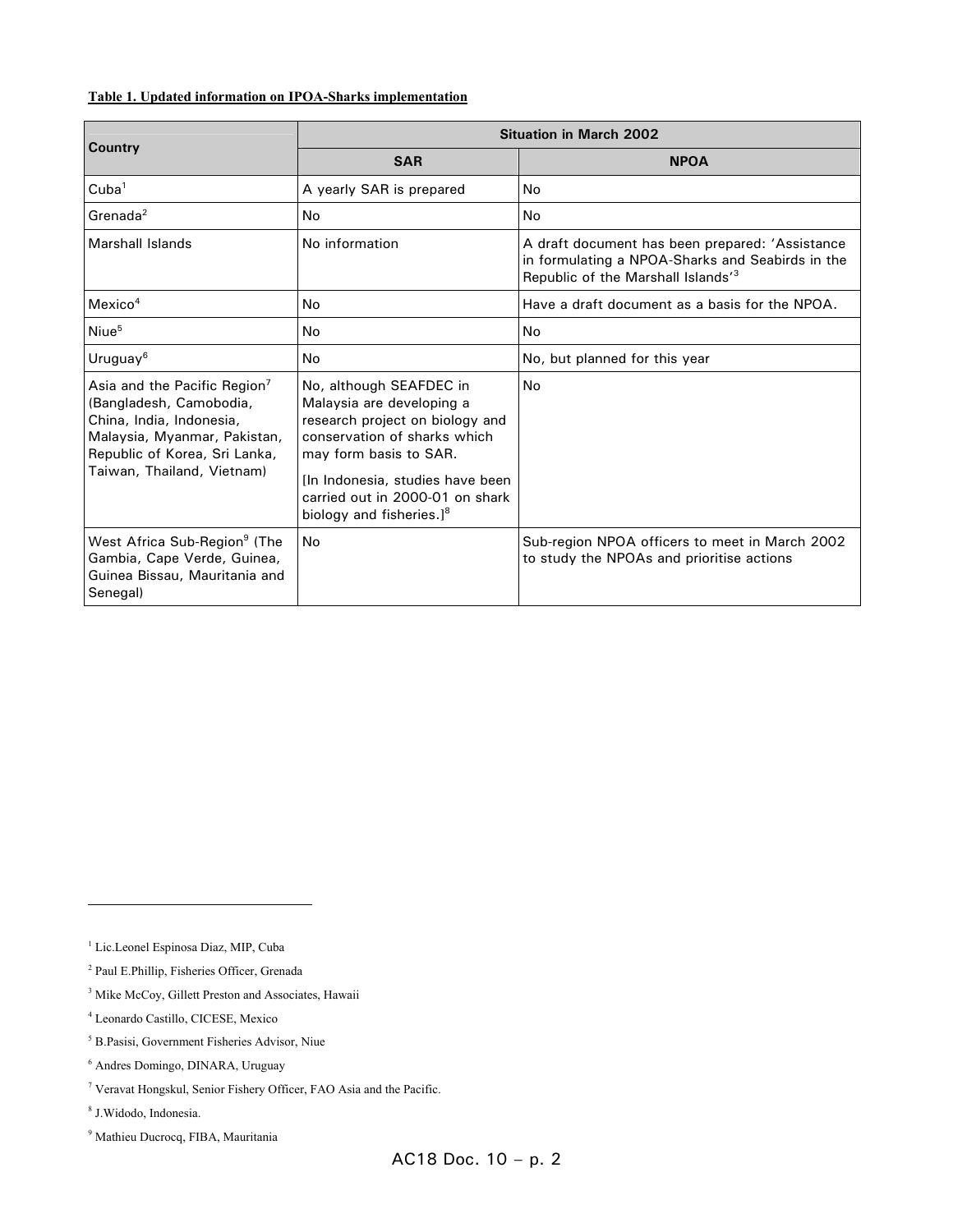**Table 1. Updated information on IPOA-Sharks implementation**

| Country | Situation in March 2002 | |
|---|---|---|
| | **SAR** | **NPOA** |
| Cuba[1] | A yearly SAR is prepared | No |
| Grenada[2] | No | No |
| Marshall Islands | No information | A draft document has been prepared: 'Assistance in formulating a NPOA-Sharks and Seabirds in the Republic of the Marshall Islands'[3] |
| Mexico[4] | No | Have a draft document as a basis for the NPOA. |
| Niue[5] | No | No |
| Uruguay[6] | No | No, but planned for this year |
| Asia and the Pacific Region[7] (Bangladesh, Camobodia, China, India, Indonesia, Malaysia, Myanmar, Pakistan, Republic of Korea, Sri Lanka, Taiwan, Thailand, Vietnam) | No, although SEAFDEC in Malaysia are developing a research project on biology and conservation of sharks which may form basis to SAR. [In Indonesia, studies have been carried out in 2000-01 on shark biology and fisheries.][8] | No |
| West Africa Sub-Region[9] (The Gambia, Cape Verde, Guinea, Guinea Bissau, Mauritania and Senegal) | No | Sub-region NPOA officers to meet in March 2002 to study the NPOAs and prioritise actions |

[1] Lic.Leonel Espinosa Diaz, MIP, Cuba

[2] Paul E.Phillip, Fisheries Officer, Grenada

[3] Mike McCoy, Gillett Preston and Associates, Hawaii

[4] Leonardo Castillo, CICESE, Mexico

[5] B.Pasisi, Government Fisheries Advisor, Niue

[6] Andres Domingo, DINARA, Uruguay

[7] Veravat Hongskul, Senior Fishery Officer, FAO Asia and the Pacific.

[8] J.Widodo, Indonesia.

[9] Mathieu Ducrocq, FIBA, Mauritania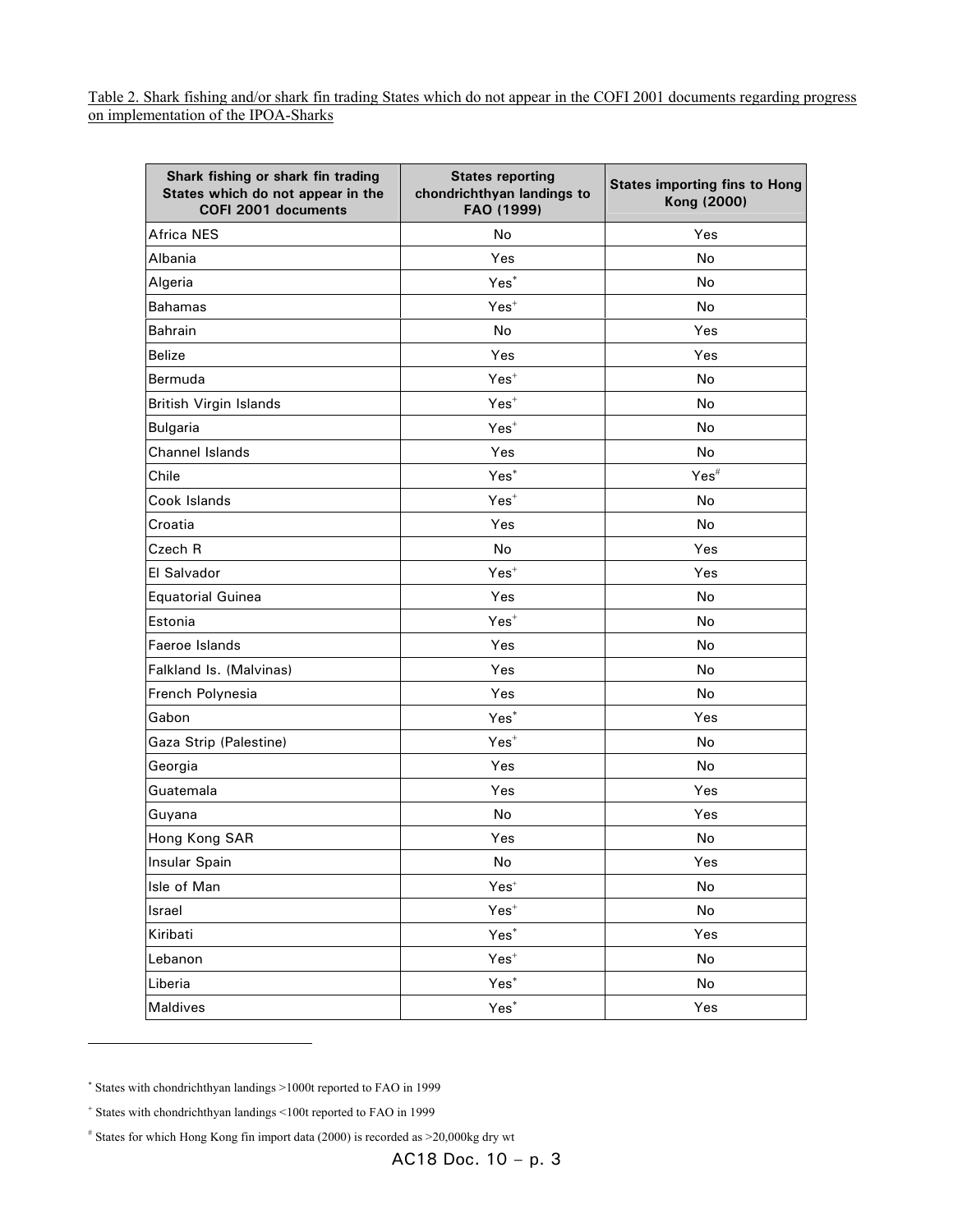Table 2. Shark fishing and/or shark fin trading States which do not appear in the COFI 2001 documents regarding progress on implementation of the IPOA-Sharks

| Shark fishing or shark fin trading States which do not appear in the COFI 2001 documents | States reporting chondrichthyan landings to FAO (1999) | States importing fins to Hong Kong (2000) |
|---|---|---|
| Africa NES | No | Yes |
| Albania | Yes | No |
| Algeria | Yes* | No |
| Bahamas | Yes+ | No |
| Bahrain | No | Yes |
| Belize | Yes | Yes |
| Bermuda | Yes+ | No |
| British Virgin Islands | Yes+ | No |
| Bulgaria | Yes+ | No |
| Channel Islands | Yes | No |
| Chile | Yes* | Yes# |
| Cook Islands | Yes+ | No |
| Croatia | Yes | No |
| Czech R | No | Yes |
| El Salvador | Yes+ | Yes |
| Equatorial Guinea | Yes | No |
| Estonia | Yes+ | No |
| Faeroe Islands | Yes | No |
| Falkland Is. (Malvinas) | Yes | No |
| French Polynesia | Yes | No |
| Gabon | Yes* | Yes |
| Gaza Strip (Palestine) | Yes+ | No |
| Georgia | Yes | No |
| Guatemala | Yes | Yes |
| Guyana | No | Yes |
| Hong Kong SAR | Yes | No |
| Insular Spain | No | Yes |
| Isle of Man | Yes+ | No |
| Israel | Yes+ | No |
| Kiribati | Yes* | Yes |
| Lebanon | Yes+ | No |
| Liberia | Yes* | No |
| Maldives | Yes* | Yes |

* States with chondrichthyan landings >1000t reported to FAO in 1999

+ States with chondrichthyan landings <100t reported to FAO in 1999

# States for which Hong Kong fin import data (2000) is recorded as >20,000kg dry wt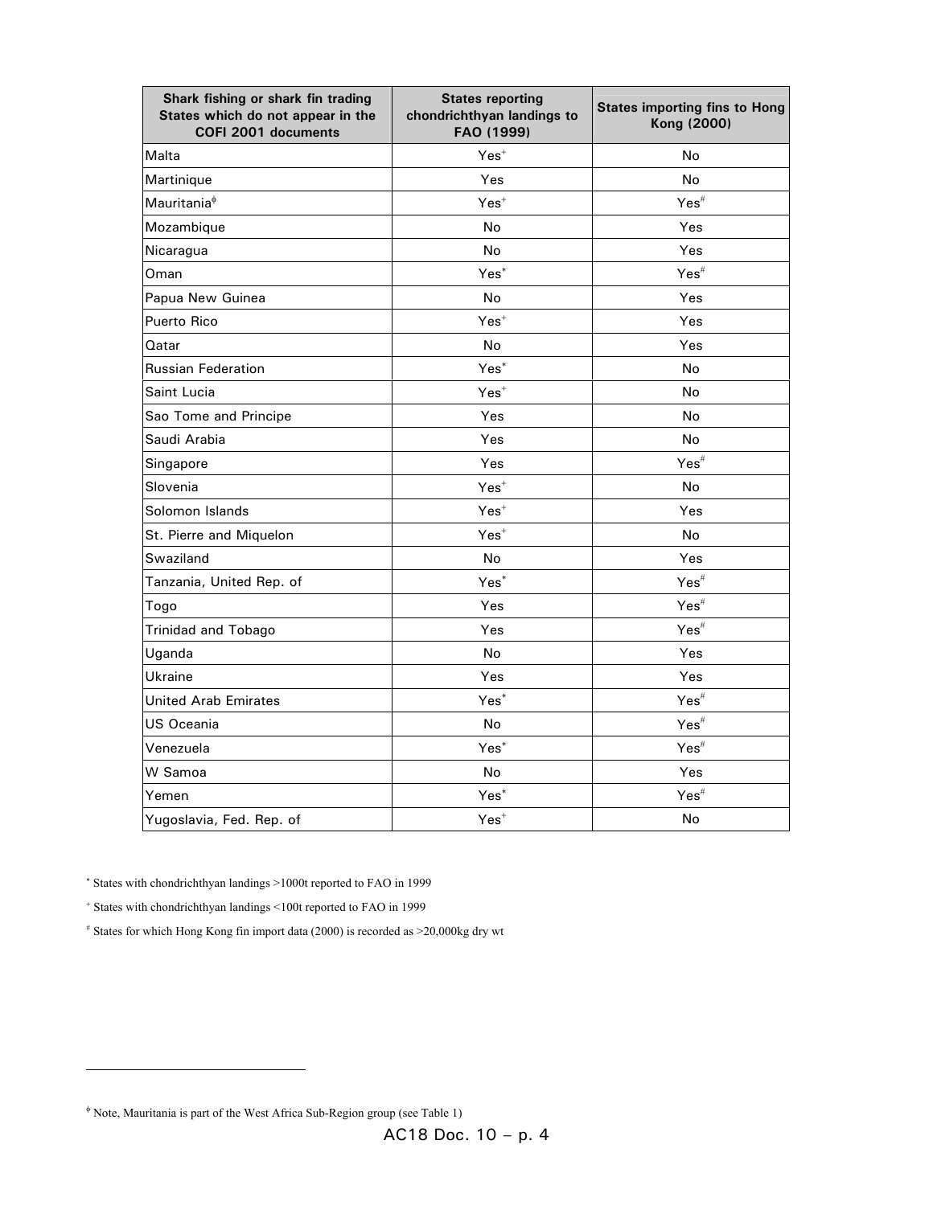| Shark fishing or shark fin trading States which do not appear in the COFI 2001 documents | States reporting chondrichthyan landings to FAO (1999) | States importing fins to Hong Kong (2000) |
|---|---|---|
| Malta | Yes[+] | No |
| Martinique | Yes | No |
| Mauritania[ϕ] | Yes[+] | Yes[#] |
| Mozambique | No | Yes |
| Nicaragua | No | Yes |
| Oman | Yes[*] | Yes[#] |
| Papua New Guinea | No | Yes |
| Puerto Rico | Yes[+] | Yes |
| Qatar | No | Yes |
| Russian Federation | Yes[*] | No |
| Saint Lucia | Yes[+] | No |
| Sao Tome and Principe | Yes | No |
| Saudi Arabia | Yes | No |
| Singapore | Yes | Yes[#] |
| Slovenia | Yes[+] | No |
| Solomon Islands | Yes[+] | Yes |
| St. Pierre and Miquelon | Yes[+] | No |
| Swaziland | No | Yes |
| Tanzania, United Rep. of | Yes[*] | Yes[#] |
| Togo | Yes | Yes[#] |
| Trinidad and Tobago | Yes | Yes[#] |
| Uganda | No | Yes |
| Ukraine | Yes | Yes |
| United Arab Emirates | Yes[*] | Yes[#] |
| US Oceania | No | Yes[#] |
| Venezuela | Yes[*] | Yes[#] |
| W Samoa | No | Yes |
| Yemen | Yes[*] | Yes[#] |
| Yugoslavia, Fed. Rep. of | Yes[+] | No |

[*] States with chondrichthyan landings >1000t reported to FAO in 1999

[+] States with chondrichthyan landings <100t reported to FAO in 1999

[#] States for which Hong Kong fin import data (2000) is recorded as >20,000kg dry wt

[ϕ] Note, Mauritania is part of the West Africa Sub-Region group (see Table 1)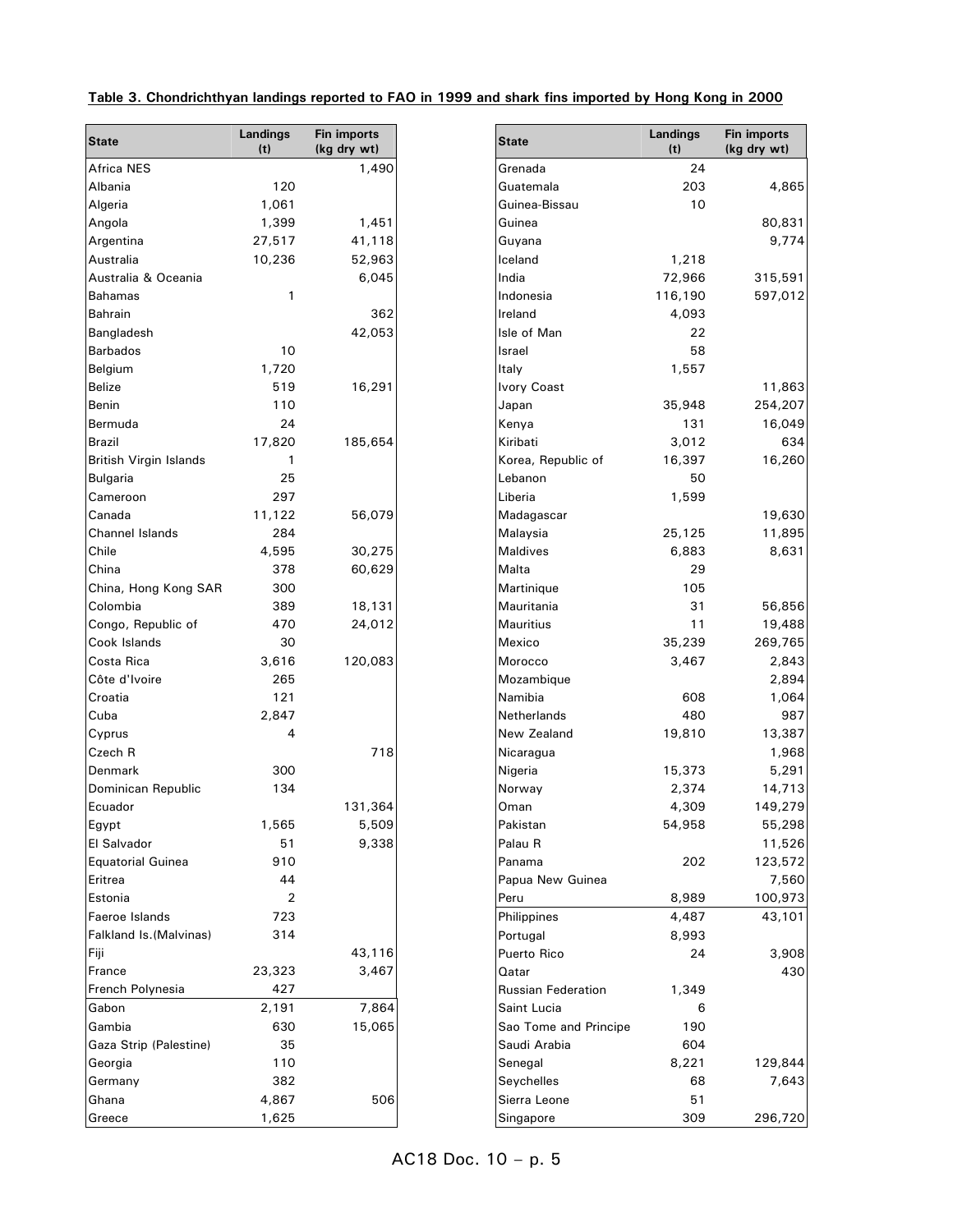**Table 3. Chondrichthyan landings reported to FAO in 1999 and shark fins imported by Hong Kong in 2000**

| State | Landings (t) | Fin imports (kg dry wt) |
|---|---|---|
| Africa NES | | 1,490 |
| Albania | 120 | |
| Algeria | 1,061 | |
| Angola | 1,399 | 1,451 |
| Argentina | 27,517 | 41,118 |
| Australia | 10,236 | 52,963 |
| Australia & Oceania | | 6,045 |
| Bahamas | 1 | |
| Bahrain | | 362 |
| Bangladesh | | 42,053 |
| Barbados | 10 | |
| Belgium | 1,720 | |
| Belize | 519 | 16,291 |
| Benin | 110 | |
| Bermuda | 24 | |
| Brazil | 17,820 | 185,654 |
| British Virgin Islands | 1 | |
| Bulgaria | 25 | |
| Cameroon | 297 | |
| Canada | 11,122 | 56,079 |
| Channel Islands | 284 | |
| Chile | 4,595 | 30,275 |
| China | 378 | 60,629 |
| China, Hong Kong SAR | 300 | |
| Colombia | 389 | 18,131 |
| Congo, Republic of | 470 | 24,012 |
| Cook Islands | 30 | |
| Costa Rica | 3,616 | 120,083 |
| Côte d'Ivoire | 265 | |
| Croatia | 121 | |
| Cuba | 2,847 | |
| Cyprus | 4 | |
| Czech R | | 718 |
| Denmark | 300 | |
| Dominican Republic | 134 | |
| Ecuador | | 131,364 |
| Egypt | 1,565 | 5,509 |
| El Salvador | 51 | 9,338 |
| Equatorial Guinea | 910 | |
| Eritrea | 44 | |
| Estonia | 2 | |
| Faeroe Islands | 723 | |
| Falkland Is.(Malvinas) | 314 | |
| Fiji | | 43,116 |
| France | 23,323 | 3,467 |
| French Polynesia | 427 | |
| Gabon | 2,191 | 7,864 |
| Gambia | 630 | 15,065 |
| Gaza Strip (Palestine) | 35 | |
| Georgia | 110 | |
| Germany | 382 | |
| Ghana | 4,867 | 506 |
| Greece | 1,625 | |
| Grenada | 24 | |
| Guatemala | 203 | 4,865 |
| Guinea-Bissau | 10 | |
| Guinea | | 80,831 |
| Guyana | | 9,774 |
| Iceland | 1,218 | |
| India | 72,966 | 315,591 |
| Indonesia | 116,190 | 597,012 |
| Ireland | 4,093 | |
| Isle of Man | 22 | |
| Israel | 58 | |
| Italy | 1,557 | |
| Ivory Coast | | 11,863 |
| Japan | 35,948 | 254,207 |
| Kenya | 131 | 16,049 |
| Kiribati | 3,012 | 634 |
| Korea, Republic of | 16,397 | 16,260 |
| Lebanon | 50 | |
| Liberia | 1,599 | |
| Madagascar | | 19,630 |
| Malaysia | 25,125 | 11,895 |
| Maldives | 6,883 | 8,631 |
| Malta | 29 | |
| Martinique | 105 | |
| Mauritania | 31 | 56,856 |
| Mauritius | 11 | 19,488 |
| Mexico | 35,239 | 269,765 |
| Morocco | 3,467 | 2,843 |
| Mozambique | | 2,894 |
| Namibia | 608 | 1,064 |
| Netherlands | 480 | 987 |
| New Zealand | 19,810 | 13,387 |
| Nicaragua | | 1,968 |
| Nigeria | 15,373 | 5,291 |
| Norway | 2,374 | 14,713 |
| Oman | 4,309 | 149,279 |
| Pakistan | 54,958 | 55,298 |
| Palau R | | 11,526 |
| Panama | 202 | 123,572 |
| Papua New Guinea | | 7,560 |
| Peru | 8,989 | 100,973 |
| Philippines | 4,487 | 43,101 |
| Portugal | 8,993 | |
| Puerto Rico | 24 | 3,908 |
| Qatar | | 430 |
| Russian Federation | 1,349 | |
| Saint Lucia | 6 | |
| Sao Tome and Principe | 190 | |
| Saudi Arabia | 604 | |
| Senegal | 8,221 | 129,844 |
| Seychelles | 68 | 7,643 |
| Sierra Leone | 51 | |
| Singapore | 309 | 296,720 |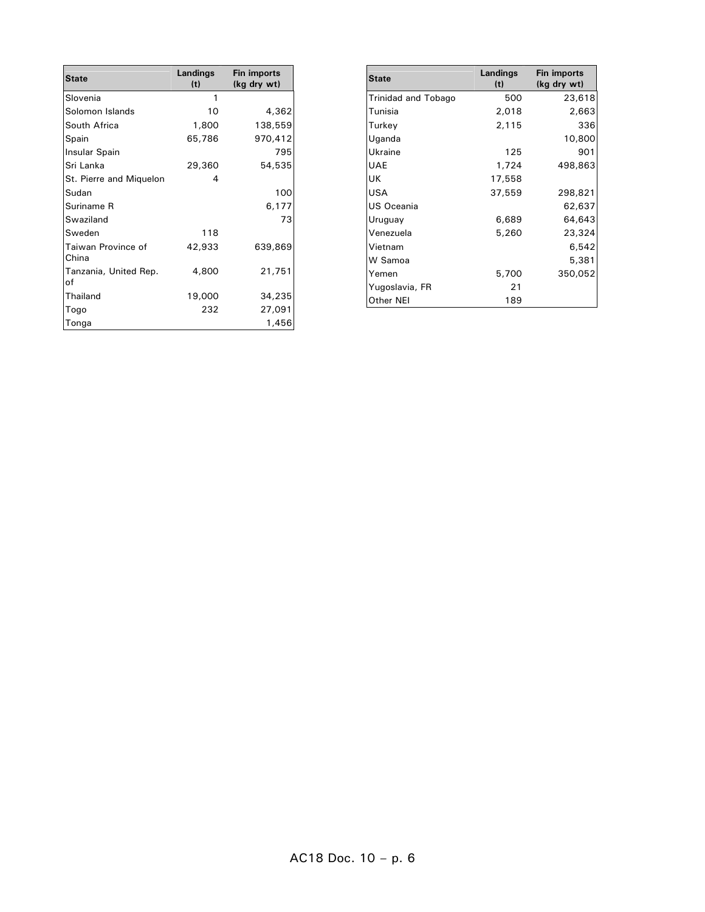| State | Landings (t) | Fin imports (kg dry wt) |
|---|---|---|
| Slovenia | 1 | |
| Solomon Islands | 10 | 4,362 |
| South Africa | 1,800 | 138,559 |
| Spain | 65,786 | 970,412 |
| Insular Spain | | 795 |
| Sri Lanka | 29,360 | 54,535 |
| St. Pierre and Miquelon | 4 | |
| Sudan | | 100 |
| Suriname R | | 6,177 |
| Swaziland | | 73 |
| Sweden | 118 | |
| Taiwan Province of China | 42,933 | 639,869 |
| Tanzania, United Rep. of | 4,800 | 21,751 |
| Thailand | 19,000 | 34,235 |
| Togo | 232 | 27,091 |
| Tonga | | 1,456 |

| State | Landings (t) | Fin imports (kg dry wt) |
|---|---|---|
| Trinidad and Tobago | 500 | 23,618 |
| Tunisia | 2,018 | 2,663 |
| Turkey | 2,115 | 336 |
| Uganda | | 10,800 |
| Ukraine | 125 | 901 |
| UAE | 1,724 | 498,863 |
| UK | 17,558 | |
| USA | 37,559 | 298,821 |
| US Oceania | | 62,637 |
| Uruguay | 6,689 | 64,643 |
| Venezuela | 5,260 | 23,324 |
| Vietnam | | 6,542 |
| W Samoa | | 5,381 |
| Yemen | 5,700 | 350,052 |
| Yugoslavia, FR | 21 | |
| Other NEI | 189 | |